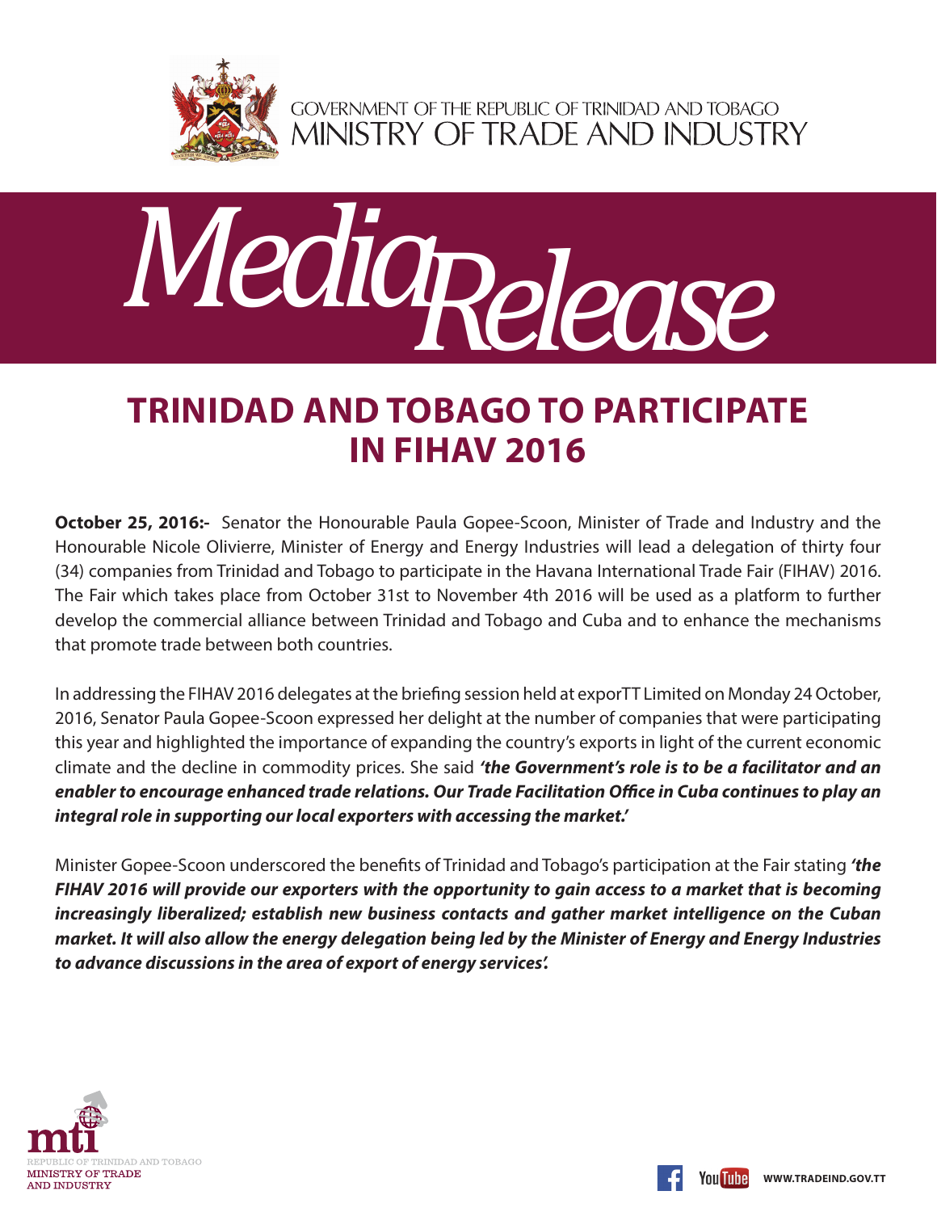GOVERNMENT OF THE REPUBLIC OF TRINIDAD AND TOBAGO
MINISTRY OF TRADE AND INDUSTRY

# Media Release

## TRINIDAD AND TOBAGO TO PARTICIPATE IN FIHAV 2016

**October 25, 2016:-** Senator the Honourable Paula Gopee-Scoon, Minister of Trade and Industry and the Honourable Nicole Olivierre, Minister of Energy and Energy Industries will lead a delegation of thirty four (34) companies from Trinidad and Tobago to participate in the Havana International Trade Fair (FIHAV) 2016. The Fair which takes place from October 31st to November 4th 2016 will be used as a platform to further develop the commercial alliance between Trinidad and Tobago and Cuba and to enhance the mechanisms that promote trade between both countries.

In addressing the FIHAV 2016 delegates at the briefing session held at exporTT Limited on Monday 24 October, 2016, Senator Paula Gopee-Scoon expressed her delight at the number of companies that were participating this year and highlighted the importance of expanding the country's exports in light of the current economic climate and the decline in commodity prices. She said ***'the Government's role is to be a facilitator and an enabler to encourage enhanced trade relations. Our Trade Facilitation Office in Cuba continues to play an integral role in supporting our local exporters with accessing the market.'***

Minister Gopee-Scoon underscored the benefits of Trinidad and Tobago's participation at the Fair stating ***'the FIHAV 2016 will provide our exporters with the opportunity to gain access to a market that is becoming increasingly liberalized; establish new business contacts and gather market intelligence on the Cuban market. It will also allow the energy delegation being led by the Minister of Energy and Energy Industries to advance discussions in the area of export of energy services'.***

mti
REPUBLIC OF TRINIDAD AND TOBAGO
MINISTRY OF TRADE AND INDUSTRY

WWW.TRADEIND.GOV.TT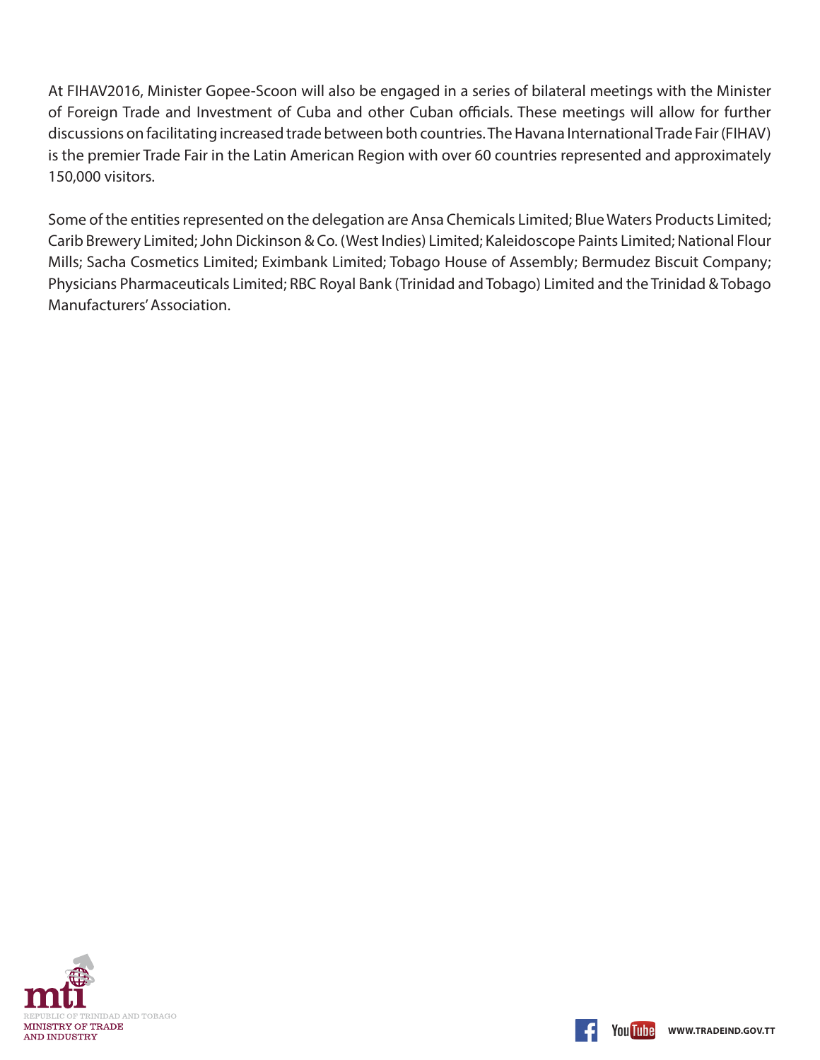At FIHAV2016, Minister Gopee-Scoon will also be engaged in a series of bilateral meetings with the Minister of Foreign Trade and Investment of Cuba and other Cuban officials. These meetings will allow for further discussions on facilitating increased trade between both countries. The Havana International Trade Fair (FIHAV) is the premier Trade Fair in the Latin American Region with over 60 countries represented and approximately 150,000 visitors.

Some of the entities represented on the delegation are Ansa Chemicals Limited; Blue Waters Products Limited; Carib Brewery Limited; John Dickinson & Co. (West Indies) Limited; Kaleidoscope Paints Limited; National Flour Mills; Sacha Cosmetics Limited; Eximbank Limited; Tobago House of Assembly; Bermudez Biscuit Company; Physicians Pharmaceuticals Limited; RBC Royal Bank (Trinidad and Tobago) Limited and the Trinidad & Tobago Manufacturers' Association.